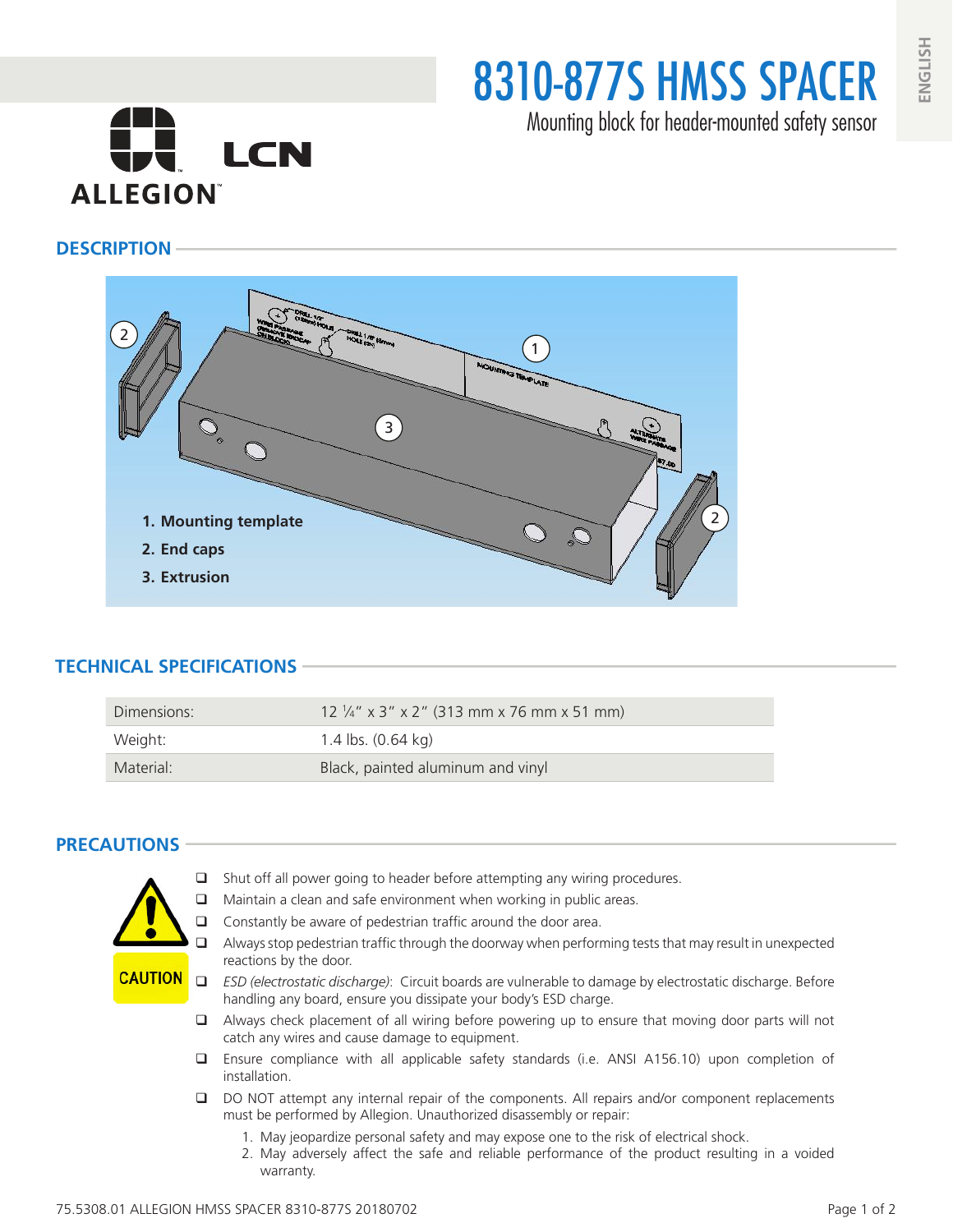# 8310-877S HMSS SPACER

Mounting block for header-mounted safety sensor

## DESCRIPTION

1. **Mounting template**
2. **End caps**
3. **Extrusion**

## TECHNICAL SPECIFICATIONS

| | |
|---|---|
| Dimensions: | 12 ¼" x 3" x 2" (313 mm x 76 mm x 51 mm) |
| Weight: | 1.4 lbs. (0.64 kg) |
| Material: | Black, painted aluminum and vinyl |

## PRECAUTIONS

CAUTION

- Shut off all power going to header before attempting any wiring procedures.
- Maintain a clean and safe environment when working in public areas.
- Constantly be aware of pedestrian traffic around the door area.
- Always stop pedestrian traffic through the doorway when performing tests that may result in unexpected reactions by the door.
- *ESD (electrostatic discharge)*: Circuit boards are vulnerable to damage by electrostatic discharge. Before handling any board, ensure you dissipate your body's ESD charge.
- Always check placement of all wiring before powering up to ensure that moving door parts will not catch any wires and cause damage to equipment.
- Ensure compliance with all applicable safety standards (i.e. ANSI A156.10) upon completion of installation.
- DO NOT attempt any internal repair of the components. All repairs and/or component replacements must be performed by Allegion. Unauthorized disassembly or repair:
  1. May jeopardize personal safety and may expose one to the risk of electrical shock.
  2. May adversely affect the safe and reliable performance of the product resulting in a voided warranty.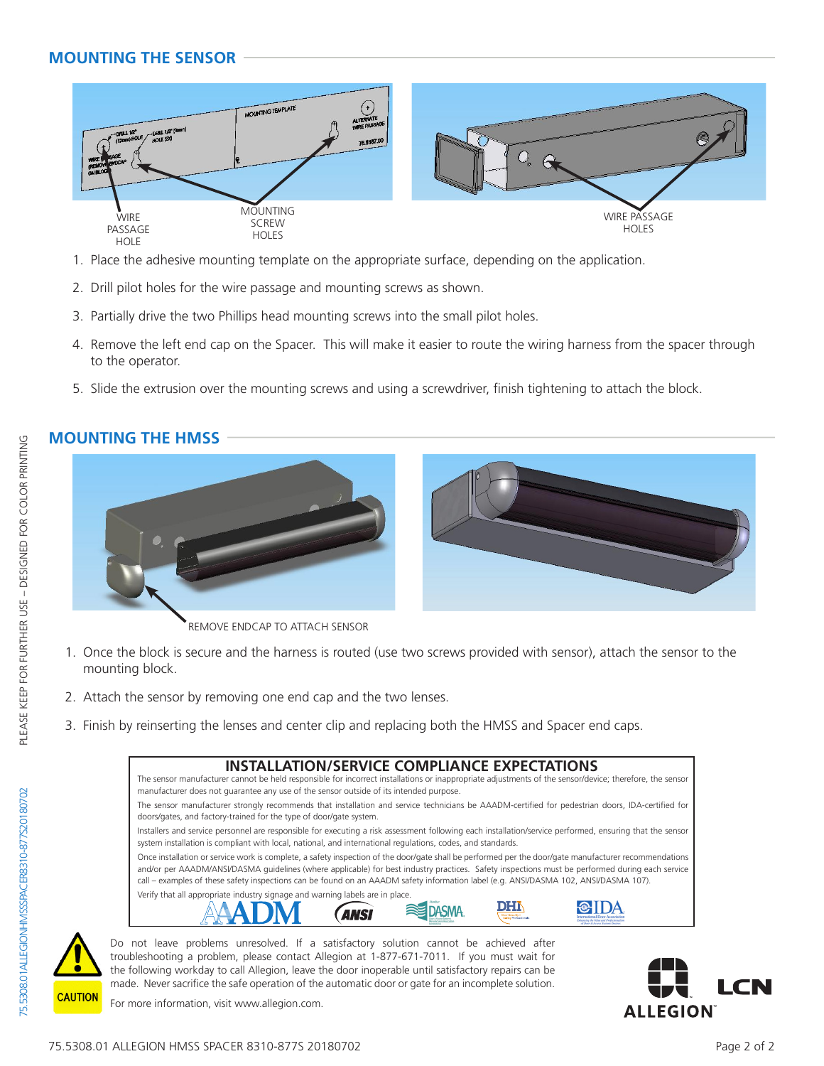## MOUNTING THE SENSOR

WIRE PASSAGE HOLE

MOUNTING SCREW HOLES

WIRE PASSAGE HOLES

1. Place the adhesive mounting template on the appropriate surface, depending on the application.
2. Drill pilot holes for the wire passage and mounting screws as shown.
3. Partially drive the two Phillips head mounting screws into the small pilot holes.
4. Remove the left end cap on the Spacer. This will make it easier to route the wiring harness from the spacer through to the operator.
5. Slide the extrusion over the mounting screws and using a screwdriver, finish tightening to attach the block.

## MOUNTING THE HMSS

REMOVE ENDCAP TO ATTACH SENSOR

1. Once the block is secure and the harness is routed (use two screws provided with sensor), attach the sensor to the mounting block.
2. Attach the sensor by removing one end cap and the two lenses.
3. Finish by reinserting the lenses and center clip and replacing both the HMSS and Spacer end caps.

### INSTALLATION/SERVICE COMPLIANCE EXPECTATIONS

The sensor manufacturer cannot be held responsible for incorrect installations or inappropriate adjustments of the sensor/device; therefore, the sensor manufacturer does not guarantee any use of the sensor outside of its intended purpose.

The sensor manufacturer strongly recommends that installation and service technicians be AAADM-certified for pedestrian doors, IDA-certified for doors/gates, and factory-trained for the type of door/gate system.

Installers and service personnel are responsible for executing a risk assessment following each installation/service performed, ensuring that the sensor system installation is compliant with local, national, and international regulations, codes, and standards.

Once installation or service work is complete, a safety inspection of the door/gate shall be performed per the door/gate manufacturer recommendations and/or per AAADM/ANSI/DASMA guidelines (where applicable) for best industry practices. Safety inspections must be performed during each service call – examples of these safety inspections can be found on an AAADM safety information label (e.g. ANSI/DASMA 102, ANSI/DASMA 107).

Verify that all appropriate industry signage and warning labels are in place.

AAADM ANSI DASMA DHI IDA

CAUTION

Do not leave problems unresolved. If a satisfactory solution cannot be achieved after troubleshooting a problem, please contact Allegion at 1-877-671-7011. If you must wait for the following workday to call Allegion, leave the door inoperable until satisfactory repairs can be made. Never sacrifice the safe operation of the automatic door or gate for an incomplete solution.

For more information, visit www.allegion.com.

ALLEGION LCN